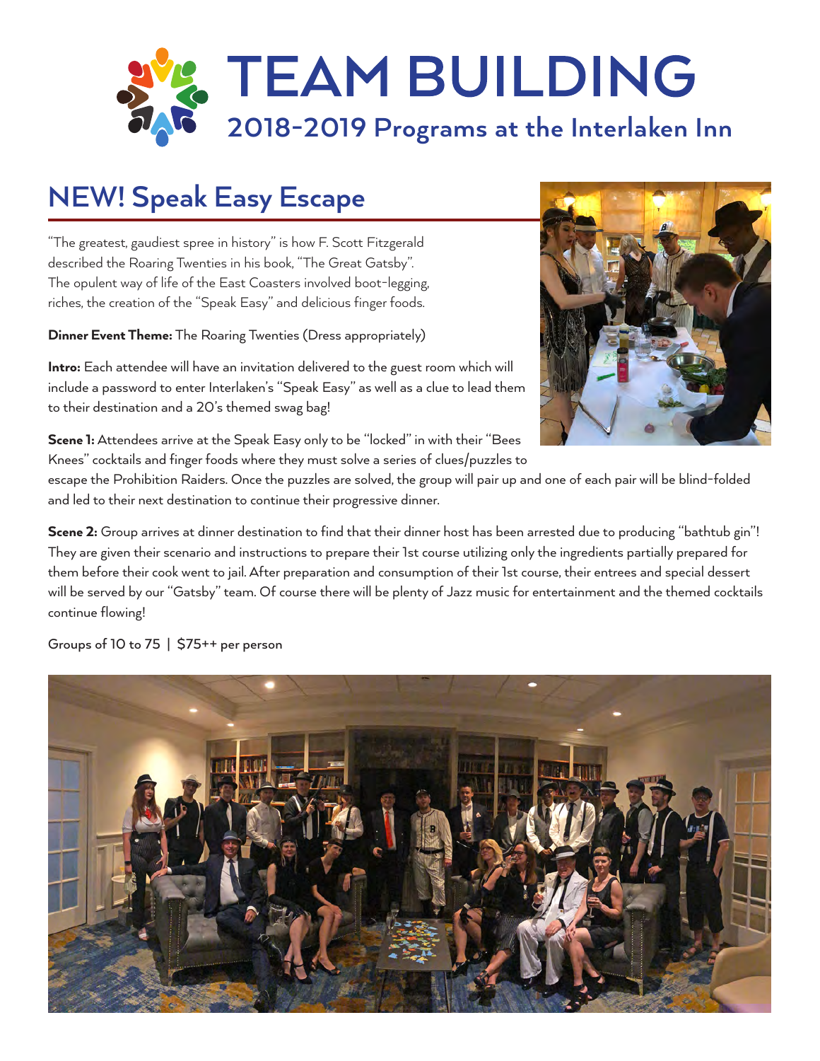# TEAM BUILDING

## 2018-2019 Programs at the Interlaken Inn

## NEW! Speak Easy Escape

"The greatest, gaudiest spree in history" is how F. Scott Fitzgerald described the Roaring Twenties in his book, "The Great Gatsby". The opulent way of life of the East Coasters involved boot-legging, riches, the creation of the "Speak Easy" and delicious finger foods.

**Dinner Event Theme:** The Roaring Twenties (Dress appropriately)

**Intro:** Each attendee will have an invitation delivered to the guest room which will include a password to enter Interlaken's "Speak Easy" as well as a clue to lead them to their destination and a 20's themed swag bag!

**Scene 1:** Attendees arrive at the Speak Easy only to be "locked" in with their "Bees Knees" cocktails and finger foods where they must solve a series of clues/puzzles to escape the Prohibition Raiders. Once the puzzles are solved, the group will pair up and one of each pair will be blind-folded and led to their next destination to continue their progressive dinner.

**Scene 2:** Group arrives at dinner destination to find that their dinner host has been arrested due to producing "bathtub gin"! They are given their scenario and instructions to prepare their 1st course utilizing only the ingredients partially prepared for them before their cook went to jail. After preparation and consumption of their 1st course, their entrees and special dessert will be served by our "Gatsby" team. Of course there will be plenty of Jazz music for entertainment and the themed cocktails continue flowing!

Groups of 10 to 75 | $75++ per person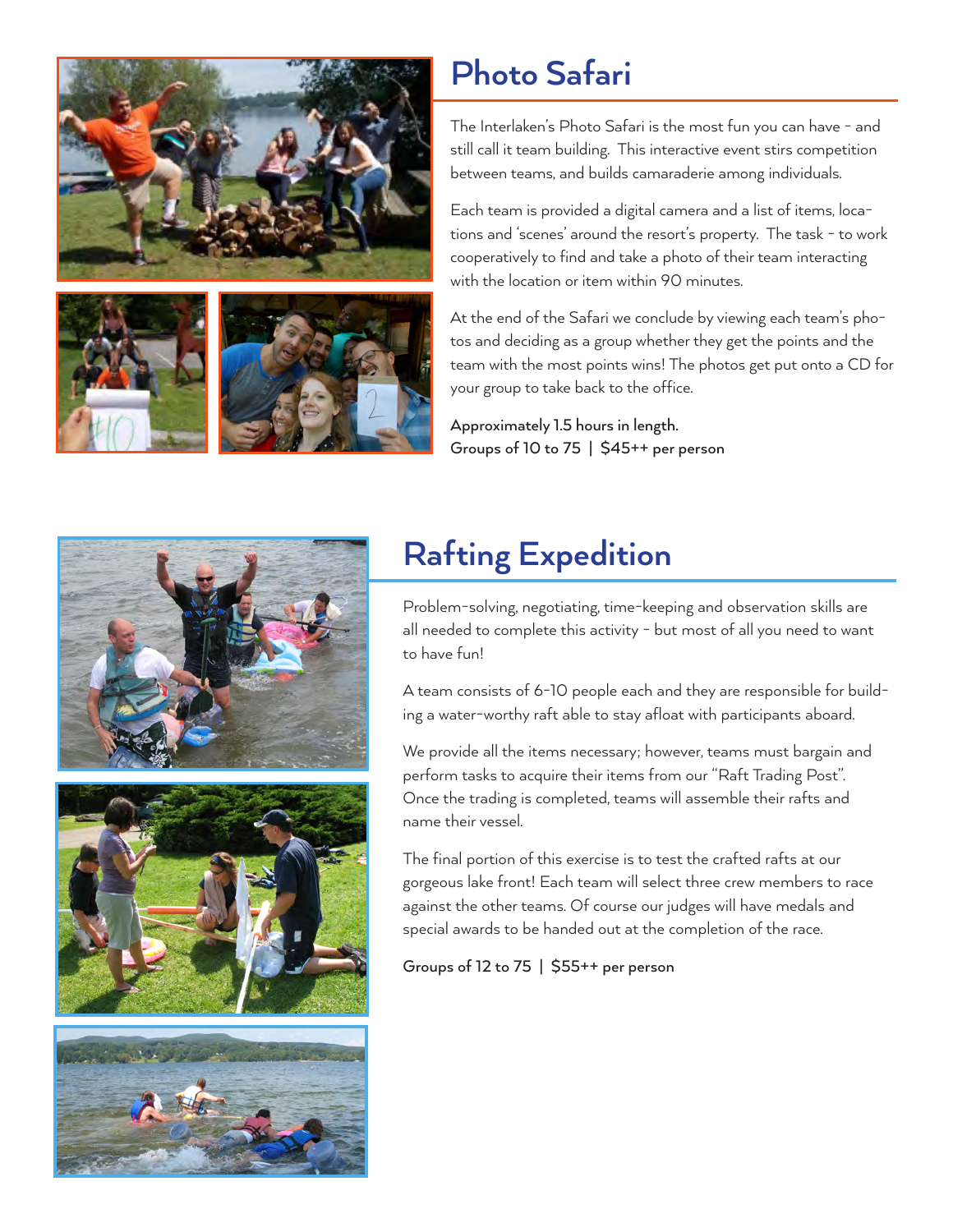## Photo Safari

The Interlaken's Photo Safari is the most fun you can have - and still call it team building. This interactive event stirs competition between teams, and builds camaraderie among individuals.

Each team is provided a digital camera and a list of items, locations and 'scenes' around the resort's property. The task - to work cooperatively to find and take a photo of their team interacting with the location or item within 90 minutes.

At the end of the Safari we conclude by viewing each team's photos and deciding as a group whether they get the points and the team with the most points wins! The photos get put onto a CD for your group to take back to the office.

**Approximately 1.5 hours in length.**
**Groups of 10 to 75 | $45++ per person**

## Rafting Expedition

Problem-solving, negotiating, time-keeping and observation skills are all needed to complete this activity - but most of all you need to want to have fun!

A team consists of 6-10 people each and they are responsible for building a water-worthy raft able to stay afloat with participants aboard.

We provide all the items necessary; however, teams must bargain and perform tasks to acquire their items from our "Raft Trading Post". Once the trading is completed, teams will assemble their rafts and name their vessel.

The final portion of this exercise is to test the crafted rafts at our gorgeous lake front! Each team will select three crew members to race against the other teams. Of course our judges will have medals and special awards to be handed out at the completion of the race.

**Groups of 12 to 75 | $55++ per person**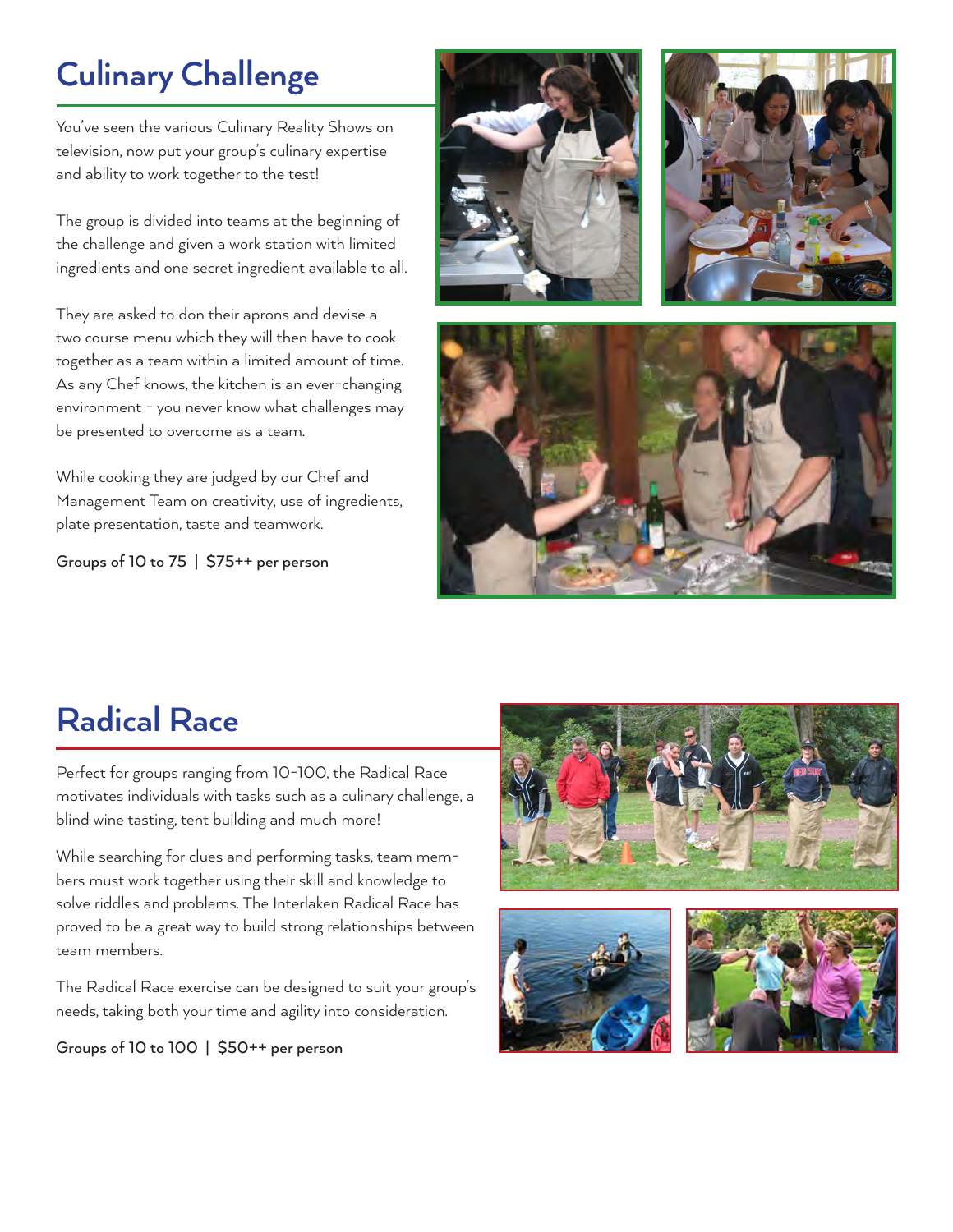## Culinary Challenge

You've seen the various Culinary Reality Shows on television, now put your group's culinary expertise and ability to work together to the test!

The group is divided into teams at the beginning of the challenge and given a work station with limited ingredients and one secret ingredient available to all.

They are asked to don their aprons and devise a two course menu which they will then have to cook together as a team within a limited amount of time. As any Chef knows, the kitchen is an ever-changing environment - you never know what challenges may be presented to overcome as a team.

While cooking they are judged by our Chef and Management Team on creativity, use of ingredients, plate presentation, taste and teamwork.

Groups of 10 to 75 | $75++ per person

## Radical Race

Perfect for groups ranging from 10-100, the Radical Race motivates individuals with tasks such as a culinary challenge, a blind wine tasting, tent building and much more!

While searching for clues and performing tasks, team members must work together using their skill and knowledge to solve riddles and problems. The Interlaken Radical Race has proved to be a great way to build strong relationships between team members.

The Radical Race exercise can be designed to suit your group's needs, taking both your time and agility into consideration.

Groups of 10 to 100 | $50++ per person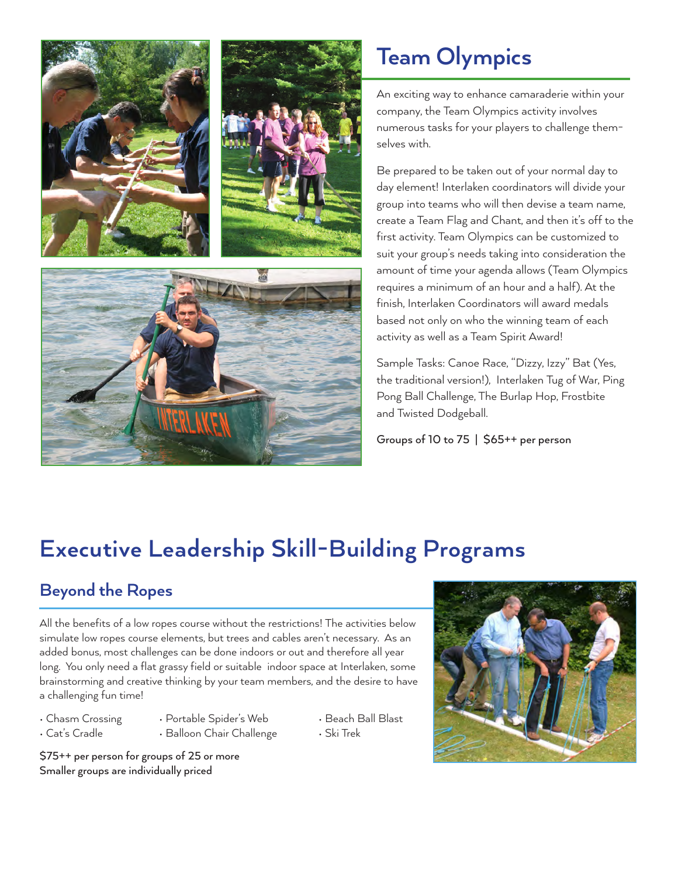## Team Olympics

An exciting way to enhance camaraderie within your company, the Team Olympics activity involves numerous tasks for your players to challenge themselves with.

Be prepared to be taken out of your normal day to day element! Interlaken coordinators will divide your group into teams who will then devise a team name, create a Team Flag and Chant, and then it's off to the first activity. Team Olympics can be customized to suit your group's needs taking into consideration the amount of time your agenda allows (Team Olympics requires a minimum of an hour and a half). At the finish, Interlaken Coordinators will award medals based not only on who the winning team of each activity as well as a Team Spirit Award!

Sample Tasks: Canoe Race, "Dizzy, Izzy" Bat (Yes, the traditional version!), Interlaken Tug of War, Ping Pong Ball Challenge, The Burlap Hop, Frostbite and Twisted Dodgeball.

**Groups of 10 to 75 | $65++ per person**

# Executive Leadership Skill-Building Programs

## Beyond the Ropes

All the benefits of a low ropes course without the restrictions! The activities below simulate low ropes course elements, but trees and cables aren't necessary. As an added bonus, most challenges can be done indoors or out and therefore all year long. You only need a flat grassy field or suitable indoor space at Interlaken, some brainstorming and creative thinking by your team members, and the desire to have a challenging fun time!

- Chasm Crossing
- Cat's Cradle
- Portable Spider's Web
- Balloon Chair Challenge
- Beach Ball Blast
- Ski Trek

**$75++ per person for groups of 25 or more**
**Smaller groups are individually priced**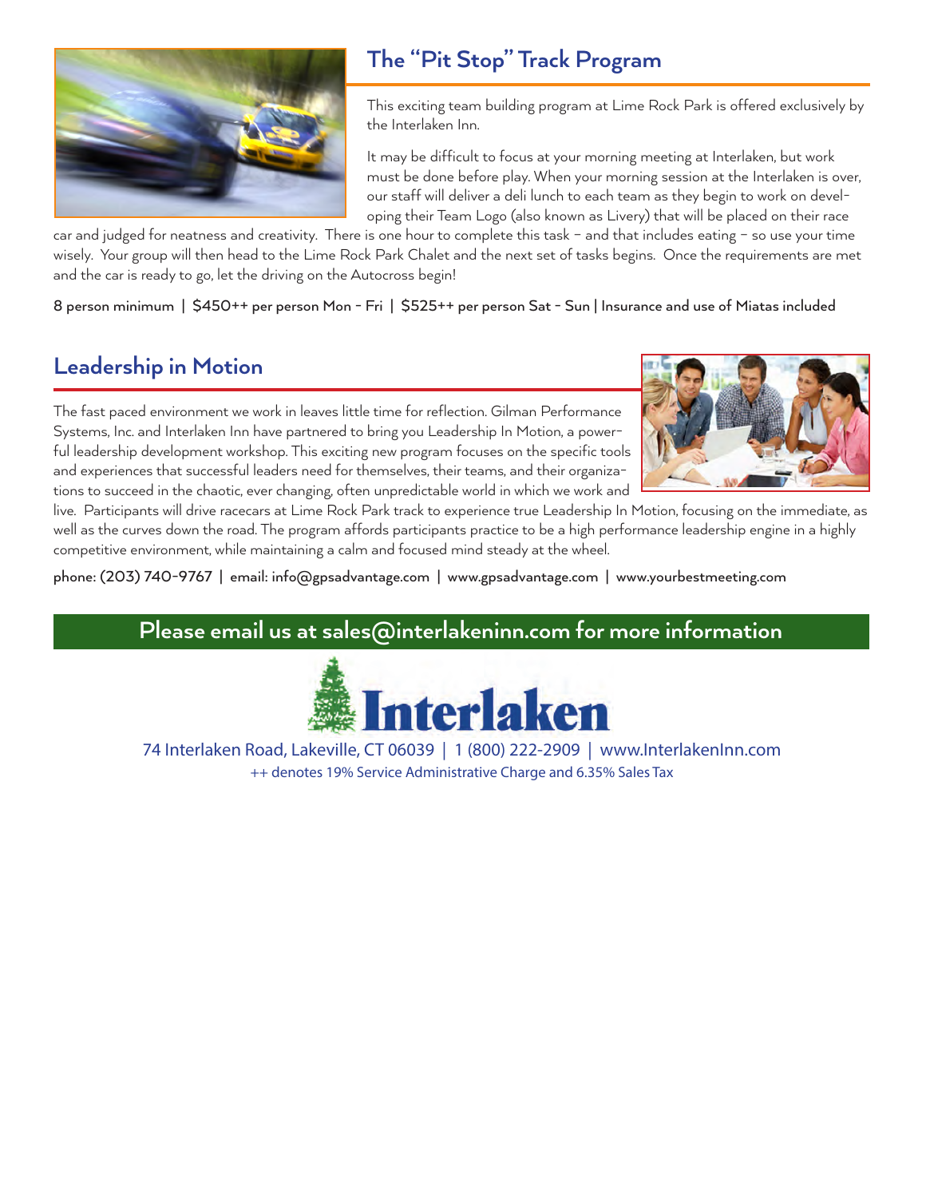## The "Pit Stop" Track Program

This exciting team building program at Lime Rock Park is offered exclusively by the Interlaken Inn.

It may be difficult to focus at your morning meeting at Interlaken, but work must be done before play. When your morning session at the Interlaken is over, our staff will deliver a deli lunch to each team as they begin to work on developing their Team Logo (also known as Livery) that will be placed on their race car and judged for neatness and creativity. There is one hour to complete this task – and that includes eating – so use your time wisely. Your group will then head to the Lime Rock Park Chalet and the next set of tasks begins. Once the requirements are met and the car is ready to go, let the driving on the Autocross begin!

8 person minimum | $450++ per person Mon - Fri | $525++ per person Sat - Sun | Insurance and use of Miatas included

## Leadership in Motion

The fast paced environment we work in leaves little time for reflection. Gilman Performance Systems, Inc. and Interlaken Inn have partnered to bring you Leadership In Motion, a powerful leadership development workshop. This exciting new program focuses on the specific tools and experiences that successful leaders need for themselves, their teams, and their organizations to succeed in the chaotic, ever changing, often unpredictable world in which we work and live. Participants will drive racecars at Lime Rock Park track to experience true Leadership In Motion, focusing on the immediate, as well as the curves down the road. The program affords participants practice to be a high performance leadership engine in a highly competitive environment, while maintaining a calm and focused mind steady at the wheel.

phone: (203) 740-9767 | email: info@gpsadvantage.com | www.gpsadvantage.com | www.yourbestmeeting.com

**Please email us at sales@interlakeninn.com for more information**

**Interlaken**

74 Interlaken Road, Lakeville, CT 06039 | 1 (800) 222-2909 | www.InterlakenInn.com

++ denotes 19% Service Administrative Charge and 6.35% Sales Tax